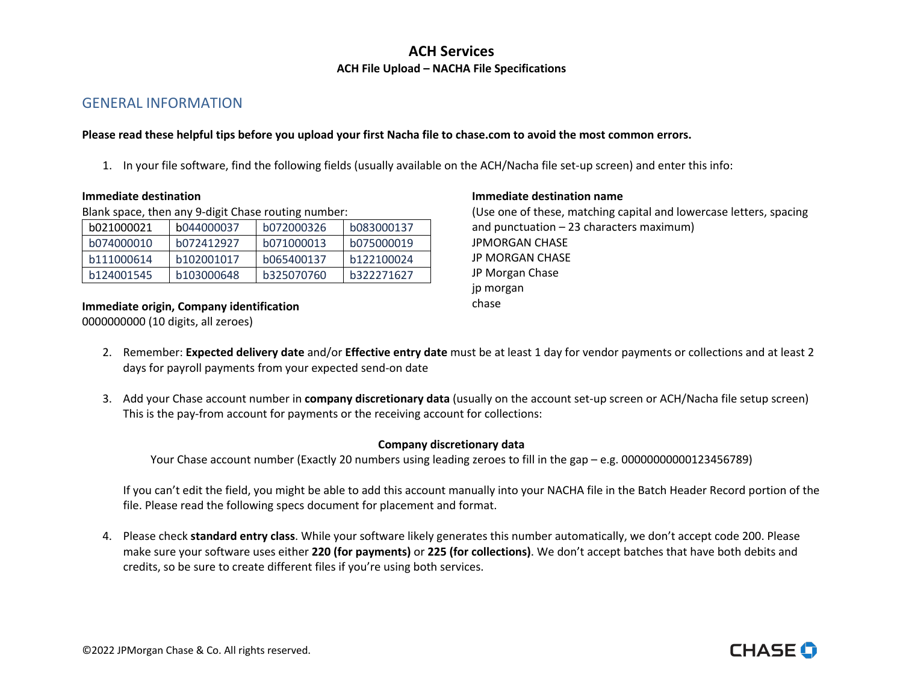# ACH Services

## ACH File Upload – NACHA File Specifications

## GENERAL INFORMATION

**Please read these helpful tips before you upload your first Nacha file to chase.com to avoid the most common errors.**

1. In your file software, find the following fields (usually available on the ACH/Nacha file set-up screen) and enter this info:

**Immediate destination**

Blank space, then any 9-digit Chase routing number:

| | | | |
|---|---|---|---|
| b021000021 | b044000037 | b072000326 | b083000137 |
| b074000010 | b072412927 | b071000013 | b075000019 |
| b111000614 | b102001017 | b065400137 | b122100024 |
| b124001545 | b103000648 | b325070760 | b322271627 |

**Immediate origin, Company identification**

0000000000 (10 digits, all zeroes)

**Immediate destination name**

(Use one of these, matching capital and lowercase letters, spacing and punctuation – 23 characters maximum)

JPMORGAN CHASE
JP MORGAN CHASE
JP Morgan Chase
jp morgan
chase

2. Remember: **Expected delivery date** and/or **Effective entry date** must be at least 1 day for vendor payments or collections and at least 2 days for payroll payments from your expected send-on date

3. Add your Chase account number in **company discretionary data** (usually on the account set-up screen or ACH/Nacha file setup screen) This is the pay-from account for payments or the receiving account for collections:

   **Company discretionary data**

   Your Chase account number (Exactly 20 numbers using leading zeroes to fill in the gap – e.g. 00000000000123456789)

   If you can't edit the field, you might be able to add this account manually into your NACHA file in the Batch Header Record portion of the file. Please read the following specs document for placement and format.

4. Please check **standard entry class**. While your software likely generates this number automatically, we don't accept code 200. Please make sure your software uses either **220 (for payments)** or **225 (for collections)**. We don't accept batches that have both debits and credits, so be sure to create different files if you're using both services.

©2022 JPMorgan Chase & Co. All rights reserved.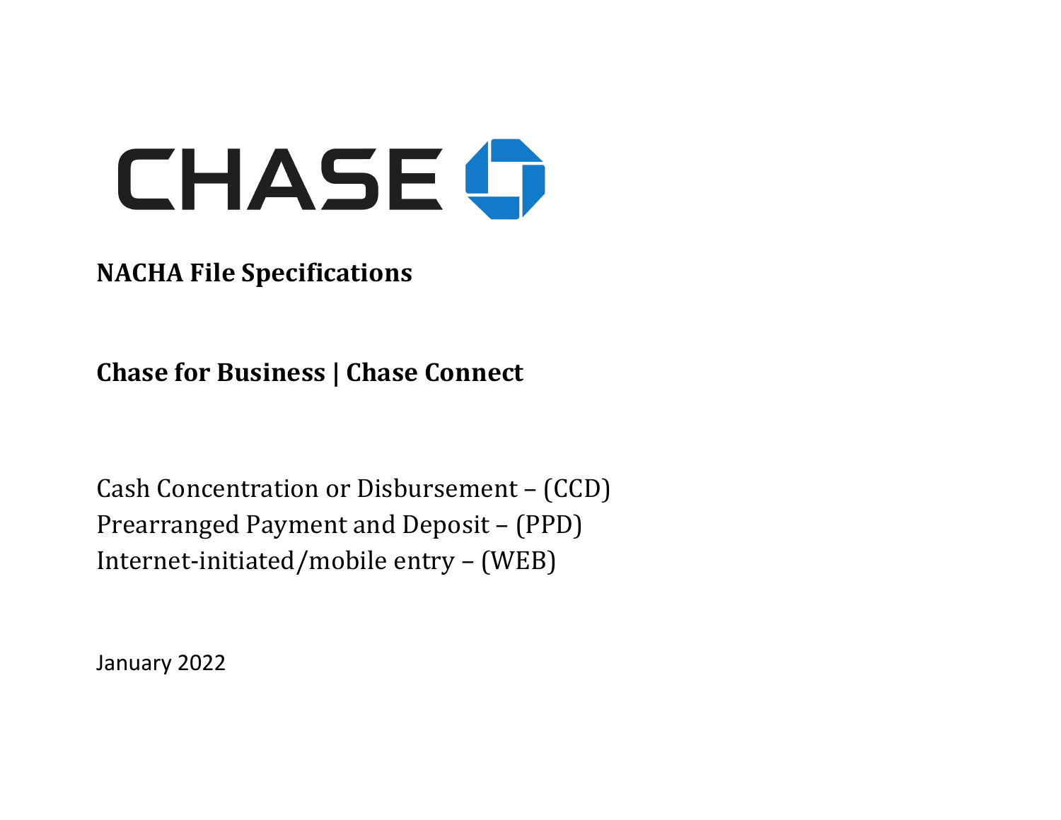CHASE

**NACHA File Specifications**

**Chase for Business | Chase Connect**

Cash Concentration or Disbursement – (CCD)
Prearranged Payment and Deposit – (PPD)
Internet-initiated/mobile entry – (WEB)

January 2022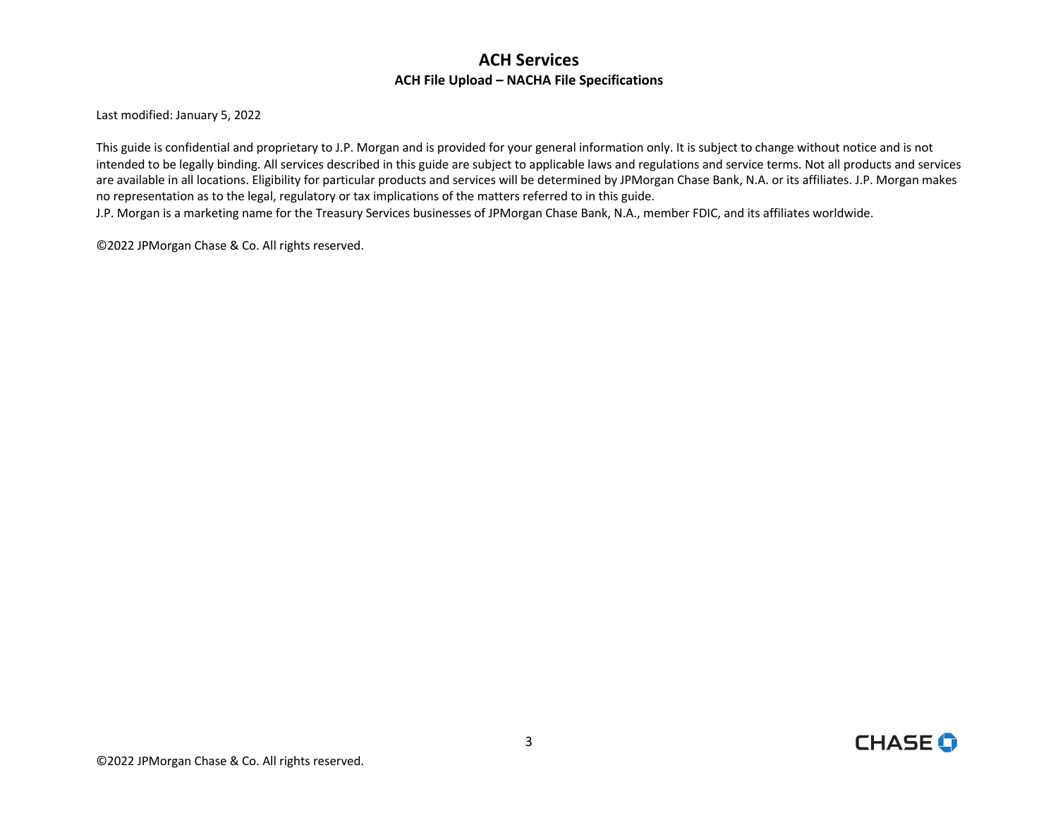# ACH Services

## ACH File Upload – NACHA File Specifications

Last modified: January 5, 2022

This guide is confidential and proprietary to J.P. Morgan and is provided for your general information only. It is subject to change without notice and is not intended to be legally binding. All services described in this guide are subject to applicable laws and regulations and service terms. Not all products and services are available in all locations. Eligibility for particular products and services will be determined by JPMorgan Chase Bank, N.A. or its affiliates. J.P. Morgan makes no representation as to the legal, regulatory or tax implications of the matters referred to in this guide.
J.P. Morgan is a marketing name for the Treasury Services businesses of JPMorgan Chase Bank, N.A., member FDIC, and its affiliates worldwide.

©2022 JPMorgan Chase & Co. All rights reserved.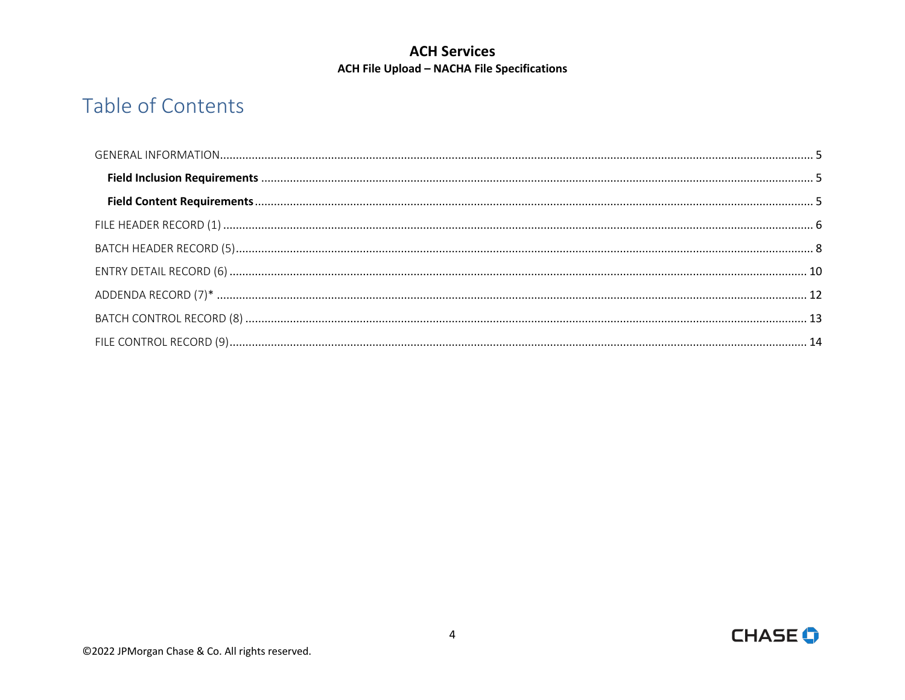# Table of Contents

- GENERAL INFORMATION ..... 5
  - **Field Inclusion Requirements** ..... 5
  - **Field Content Requirements** ..... 5
- FILE HEADER RECORD (1) ..... 6
- BATCH HEADER RECORD (5) ..... 8
- ENTRY DETAIL RECORD (6) ..... 10
- ADDENDA RECORD (7)* ..... 12
- BATCH CONTROL RECORD (8) ..... 13
- FILE CONTROL RECORD (9) ..... 14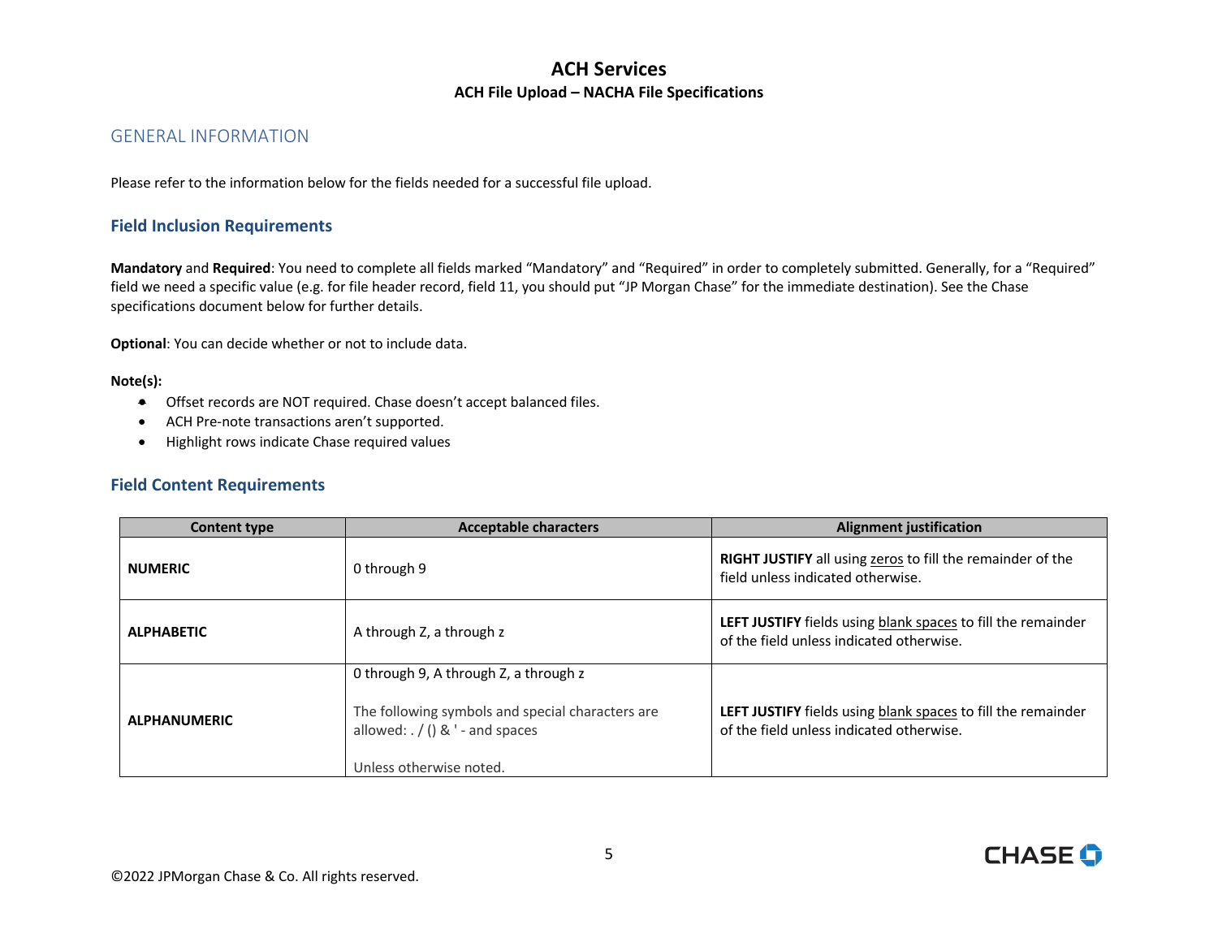# ACH Services

## ACH File Upload – NACHA File Specifications

## GENERAL INFORMATION

Please refer to the information below for the fields needed for a successful file upload.

### Field Inclusion Requirements

**Mandatory** and **Required**: You need to complete all fields marked "Mandatory" and "Required" in order to completely submitted. Generally, for a "Required" field we need a specific value (e.g. for file header record, field 11, you should put "JP Morgan Chase" for the immediate destination). See the Chase specifications document below for further details.

**Optional**: You can decide whether or not to include data.

**Note(s):**

- Offset records are NOT required. Chase doesn't accept balanced files.
- ACH Pre-note transactions aren't supported.
- Highlight rows indicate Chase required values

### Field Content Requirements

| Content type | Acceptable characters | Alignment justification |
|---|---|---|
| **NUMERIC** | 0 through 9 | **RIGHT JUSTIFY** all using zeros to fill the remainder of the field unless indicated otherwise. |
| **ALPHABETIC** | A through Z, a through z | **LEFT JUSTIFY** fields using blank spaces to fill the remainder of the field unless indicated otherwise. |
| **ALPHANUMERIC** | 0 through 9, A through Z, a through z<br><br>The following symbols and special characters are allowed: . / () & ' - and spaces<br><br>Unless otherwise noted. | **LEFT JUSTIFY** fields using blank spaces to fill the remainder of the field unless indicated otherwise. |

©2022 JPMorgan Chase & Co. All rights reserved.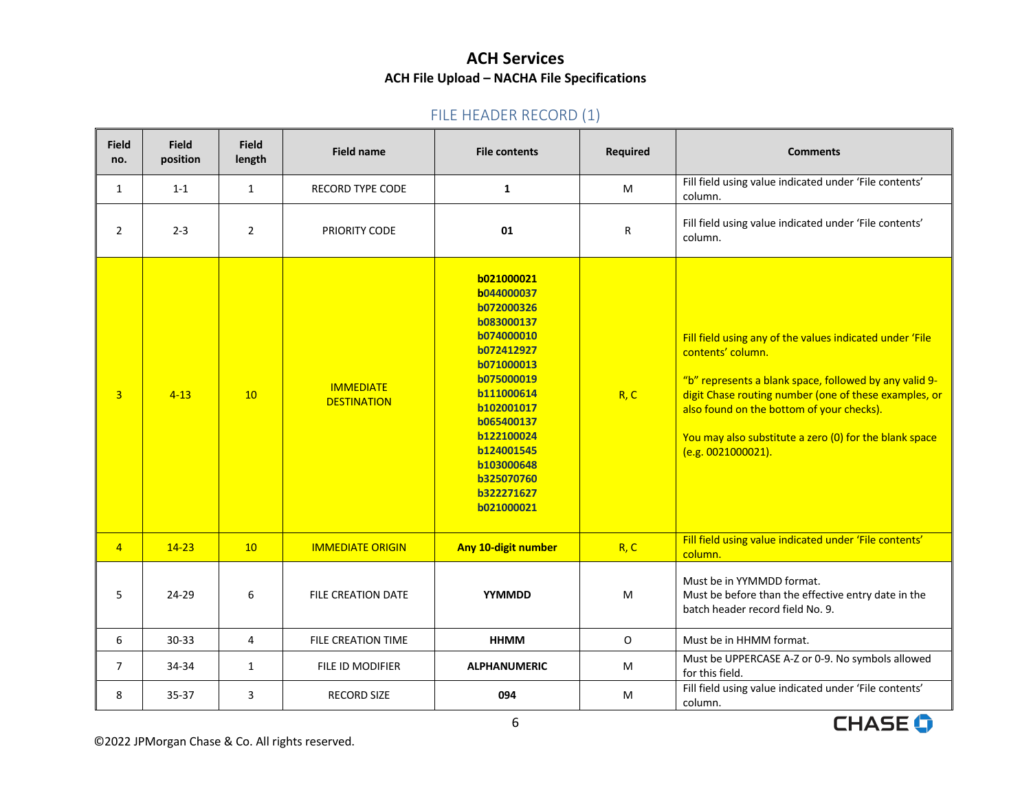# ACH Services

## ACH File Upload – NACHA File Specifications

### FILE HEADER RECORD (1)

| Field no. | Field position | Field length | Field name | File contents | Required | Comments |
|---|---|---|---|---|---|---|
| 1 | 1-1 | 1 | RECORD TYPE CODE | **1** | M | Fill field using value indicated under 'File contents' column. |
| 2 | 2-3 | 2 | PRIORITY CODE | **01** | R | Fill field using value indicated under 'File contents' column. |
| 3 | 4-13 | 10 | IMMEDIATE DESTINATION | **b021000021**<br>**b044000037**<br>**b072000326**<br>**b083000137**<br>**b074000010**<br>**b072412927**<br>**b071000013**<br>**b075000019**<br>**b111000614**<br>**b102001017**<br>**b065400137**<br>**b122100024**<br>**b124001545**<br>**b103000648**<br>**b325070760**<br>**b322271627**<br>**b021000021** | R, C | Fill field using any of the values indicated under 'File contents' column.<br><br>"b" represents a blank space, followed by any valid 9-digit Chase routing number (one of these examples, or also found on the bottom of your checks).<br><br>You may also substitute a zero (0) for the blank space (e.g. 0021000021). |
| 4 | 14-23 | 10 | IMMEDIATE ORIGIN | **Any 10-digit number** | R, C | Fill field using value indicated under 'File contents' column. |
| 5 | 24-29 | 6 | FILE CREATION DATE | **YYMMDD** | M | Must be in YYMMDD format.<br>Must be before than the effective entry date in the batch header record field No. 9. |
| 6 | 30-33 | 4 | FILE CREATION TIME | **HHMM** | O | Must be in HHMM format. |
| 7 | 34-34 | 1 | FILE ID MODIFIER | **ALPHANUMERIC** | M | Must be UPPERCASE A-Z or 0-9. No symbols allowed for this field. |
| 8 | 35-37 | 3 | RECORD SIZE | **094** | M | Fill field using value indicated under 'File contents' column. |

©2022 JPMorgan Chase & Co. All rights reserved.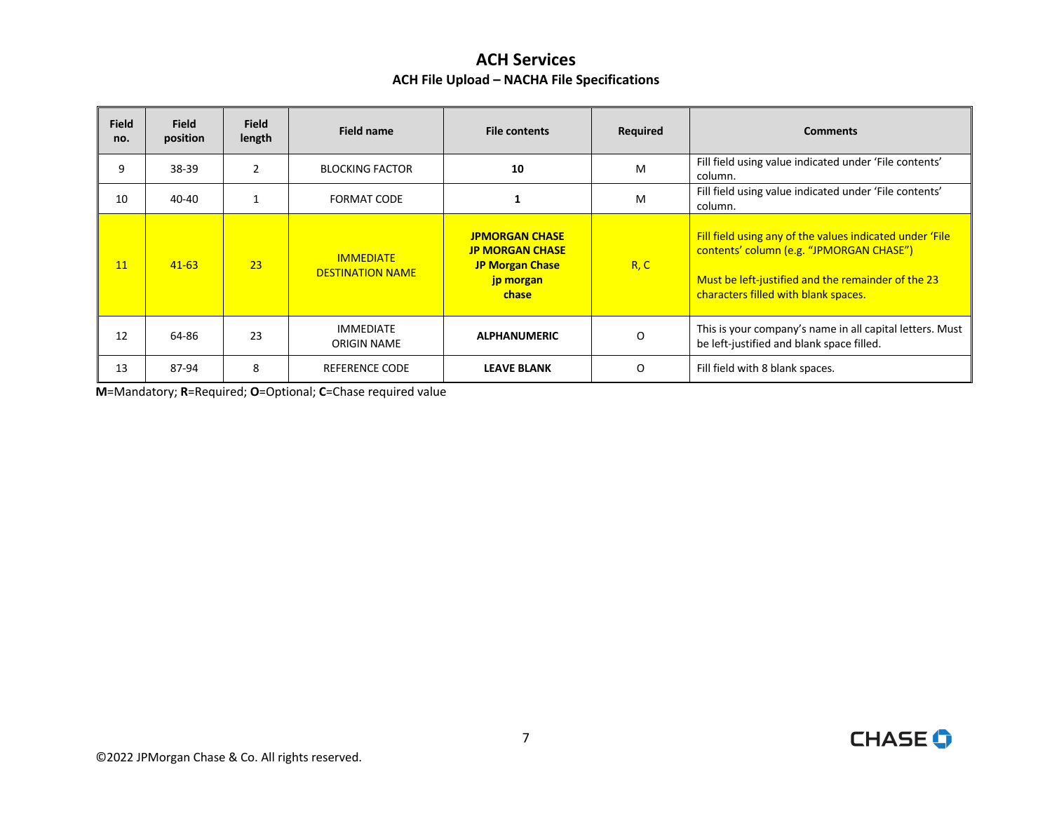## ACH Services

### ACH File Upload – NACHA File Specifications

| Field no. | Field position | Field length | Field name | File contents | Required | Comments |
|---|---|---|---|---|---|---|
| 9 | 38-39 | 2 | BLOCKING FACTOR | **10** | M | Fill field using value indicated under 'File contents' column. |
| 10 | 40-40 | 1 | FORMAT CODE | **1** | M | Fill field using value indicated under 'File contents' column. |
| 11 | 41-63 | 23 | IMMEDIATE DESTINATION NAME | **JPMORGAN CHASE**<br>**JP MORGAN CHASE**<br>**JP Morgan Chase**<br>**jp morgan chase** | R, C | Fill field using any of the values indicated under 'File contents' column (e.g. "JPMORGAN CHASE")<br><br>Must be left-justified and the remainder of the 23 characters filled with blank spaces. |
| 12 | 64-86 | 23 | IMMEDIATE ORIGIN NAME | **ALPHANUMERIC** | O | This is your company's name in all capital letters. Must be left-justified and blank space filled. |
| 13 | 87-94 | 8 | REFERENCE CODE | **LEAVE BLANK** | O | Fill field with 8 blank spaces. |

**M**=Mandatory; **R**=Required; **O**=Optional; **C**=Chase required value

©2022 JPMorgan Chase & Co. All rights reserved.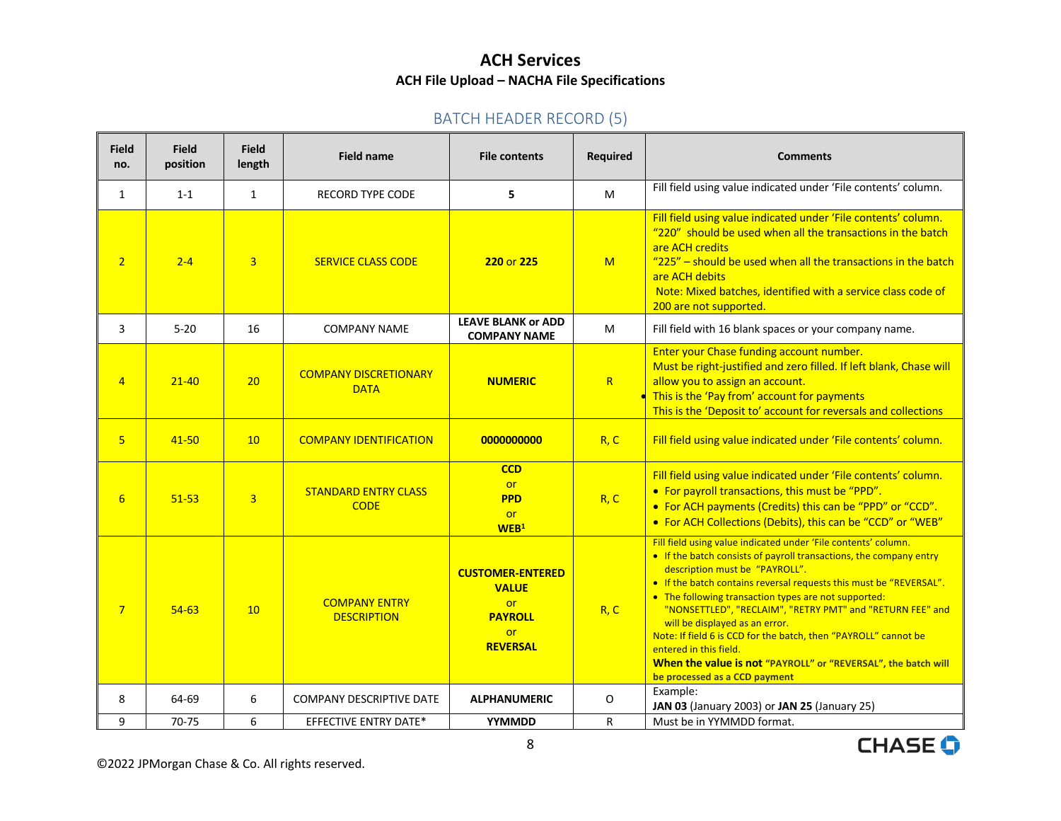# ACH Services

## ACH File Upload – NACHA File Specifications

### BATCH HEADER RECORD (5)

| Field no. | Field position | Field length | Field name | File contents | Required | Comments |
|---|---|---|---|---|---|---|
| 1 | 1-1 | 1 | RECORD TYPE CODE | **5** | M | Fill field using value indicated under 'File contents' column. |
| 2 | 2-4 | 3 | SERVICE CLASS CODE | **220** or **225** | M | Fill field using value indicated under 'File contents' column. "220" should be used when all the transactions in the batch are ACH credits "225" – should be used when all the transactions in the batch are ACH debits Note: Mixed batches, identified with a service class code of 200 are not supported. |
| 3 | 5-20 | 16 | COMPANY NAME | **LEAVE BLANK or ADD COMPANY NAME** | M | Fill field with 16 blank spaces or your company name. |
| 4 | 21-40 | 20 | COMPANY DISCRETIONARY DATA | **NUMERIC** | R | Enter your Chase funding account number. Must be right-justified and zero filled. If left blank, Chase will allow you to assign an account. • This is the 'Pay from' account for payments This is the 'Deposit to' account for reversals and collections |
| 5 | 41-50 | 10 | COMPANY IDENTIFICATION | **0000000000** | R, C | Fill field using value indicated under 'File contents' column. |
| 6 | 51-53 | 3 | STANDARD ENTRY CLASS CODE | **CCD** or **PPD** or **WEB**[1] | R, C | Fill field using value indicated under 'File contents' column. • For payroll transactions, this must be "PPD". • For ACH payments (Credits) this can be "PPD" or "CCD". • For ACH Collections (Debits), this can be "CCD" or "WEB" |
| 7 | 54-63 | 10 | COMPANY ENTRY DESCRIPTION | **CUSTOMER-ENTERED VALUE** or **PAYROLL** or **REVERSAL** | R, C | Fill field using value indicated under 'File contents' column. • If the batch consists of payroll transactions, the company entry description must be "PAYROLL". • If the batch contains reversal requests this must be "REVERSAL". • The following transaction types are not supported: "NONSETTLED", "RECLAIM", "RETRY PMT" and "RETURN FEE" and will be displayed as an error. Note: If field 6 is CCD for the batch, then "PAYROLL" cannot be entered in this field. **When the value is not "PAYROLL" or "REVERSAL", the batch will be processed as a CCD payment** |
| 8 | 64-69 | 6 | COMPANY DESCRIPTIVE DATE | **ALPHANUMERIC** | O | Example: **JAN 03** (January 2003) or **JAN 25** (January 25) |
| 9 | 70-75 | 6 | EFFECTIVE ENTRY DATE* | **YYMMDD** | R | Must be in YYMMDD format. |

©2022 JPMorgan Chase & Co. All rights reserved.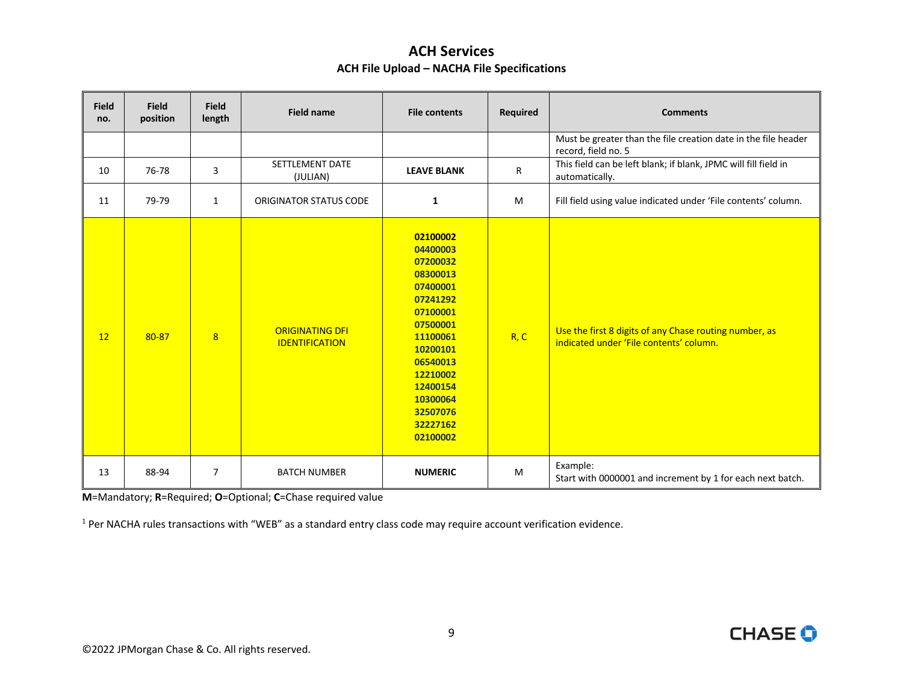# ACH Services

## ACH File Upload – NACHA File Specifications

| Field no. | Field position | Field length | Field name | File contents | Required | Comments |
|---|---|---|---|---|---|---|
| | | | | | | Must be greater than the file creation date in the file header record, field no. 5 |
| 10 | 76-78 | 3 | SETTLEMENT DATE (JULIAN) | **LEAVE BLANK** | R | This field can be left blank; if blank, JPMC will fill field in automatically. |
| 11 | 79-79 | 1 | ORIGINATOR STATUS CODE | **1** | M | Fill field using value indicated under 'File contents' column. |
| 12 | 80-87 | 8 | ORIGINATING DFI IDENTIFICATION | **02100002**<br>**04400003**<br>**07200032**<br>**08300013**<br>**07400001**<br>**07241292**<br>**07100001**<br>**07500001**<br>**11100061**<br>**10200101**<br>**06540013**<br>**12210002**<br>**12400154**<br>**10300064**<br>**32507076**<br>**32227162**<br>**02100002** | R, C | Use the first 8 digits of any Chase routing number, as indicated under 'File contents' column. |
| 13 | 88-94 | 7 | BATCH NUMBER | **NUMERIC** | M | Example:<br>Start with 0000001 and increment by 1 for each next batch. |

**M**=Mandatory; **R**=Required; **O**=Optional; **C**=Chase required value

[1] Per NACHA rules transactions with "WEB" as a standard entry class code may require account verification evidence.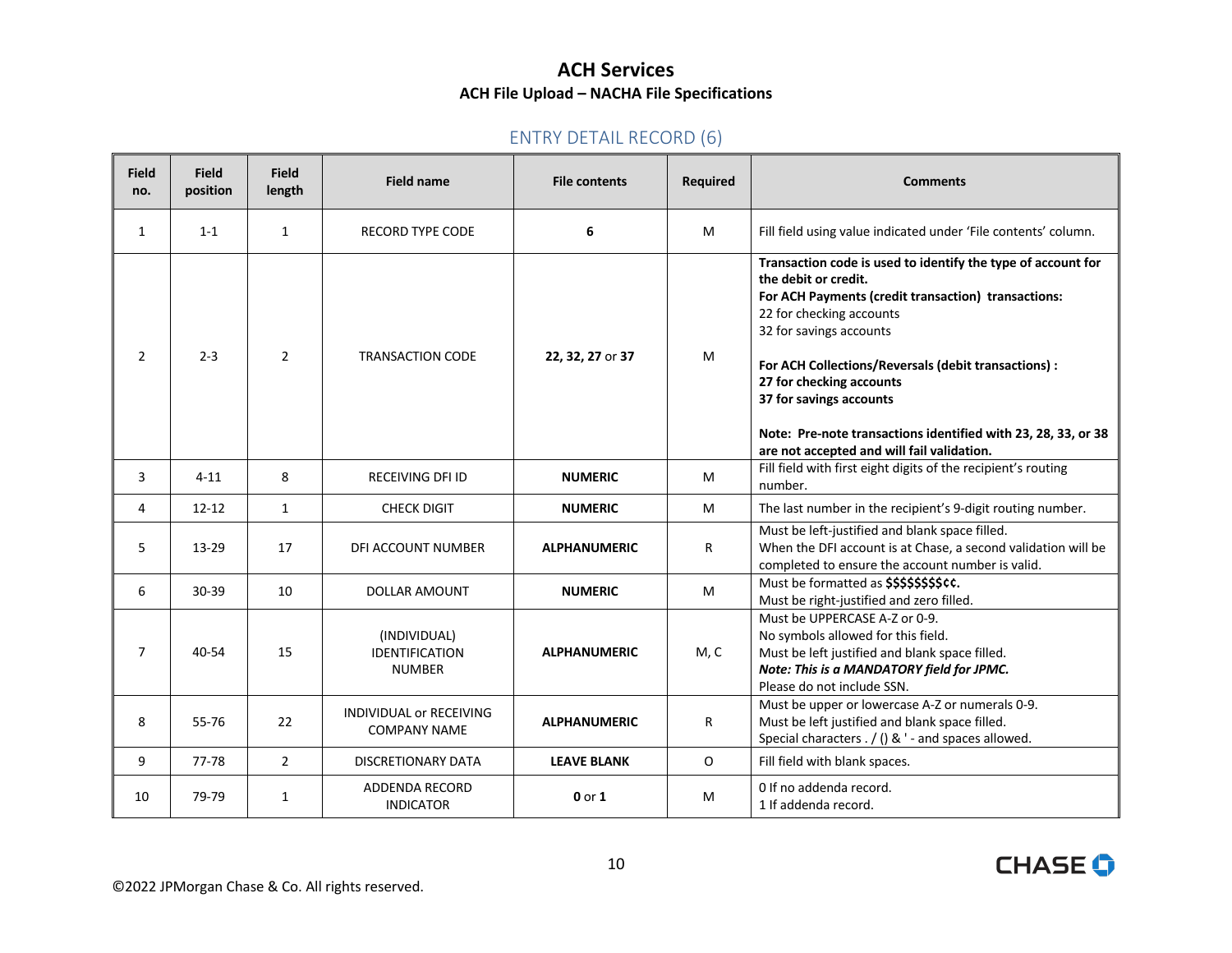# ACH Services

## ACH File Upload – NACHA File Specifications

### ENTRY DETAIL RECORD (6)

| Field no. | Field position | Field length | Field name | File contents | Required | Comments |
|---|---|---|---|---|---|---|
| 1 | 1-1 | 1 | RECORD TYPE CODE | **6** | M | Fill field using value indicated under 'File contents' column. |
| 2 | 2-3 | 2 | TRANSACTION CODE | **22, 32, 27** or **37** | M | **Transaction code is used to identify the type of account for the debit or credit.**<br>**For ACH Payments (credit transaction) transactions:**<br>22 for checking accounts<br>32 for savings accounts<br><br>**For ACH Collections/Reversals (debit transactions) :**<br>**27 for checking accounts**<br>**37 for savings accounts**<br><br>**Note: Pre-note transactions identified with 23, 28, 33, or 38 are not accepted and will fail validation.** |
| 3 | 4-11 | 8 | RECEIVING DFI ID | **NUMERIC** | M | Fill field with first eight digits of the recipient's routing number. |
| 4 | 12-12 | 1 | CHECK DIGIT | **NUMERIC** | M | The last number in the recipient's 9-digit routing number. |
| 5 | 13-29 | 17 | DFI ACCOUNT NUMBER | **ALPHANUMERIC** | R | Must be left-justified and blank space filled.<br>When the DFI account is at Chase, a second validation will be completed to ensure the account number is valid. |
| 6 | 30-39 | 10 | DOLLAR AMOUNT | **NUMERIC** | M | Must be formatted as **$$$$$$$$¢¢.**<br>Must be right-justified and zero filled. |
| 7 | 40-54 | 15 | (INDIVIDUAL) IDENTIFICATION NUMBER | **ALPHANUMERIC** | M, C | Must be UPPERCASE A-Z or 0-9.<br>No symbols allowed for this field.<br>Must be left justified and blank space filled.<br>***Note: This is a MANDATORY field for JPMC.***<br>Please do not include SSN. |
| 8 | 55-76 | 22 | INDIVIDUAL or RECEIVING COMPANY NAME | **ALPHANUMERIC** | R | Must be upper or lowercase A-Z or numerals 0-9.<br>Must be left justified and blank space filled.<br>Special characters . / () & ' - and spaces allowed. |
| 9 | 77-78 | 2 | DISCRETIONARY DATA | **LEAVE BLANK** | O | Fill field with blank spaces. |
| 10 | 79-79 | 1 | ADDENDA RECORD INDICATOR | **0** or **1** | M | 0 If no addenda record.<br>1 If addenda record. |

©2022 JPMorgan Chase & Co. All rights reserved.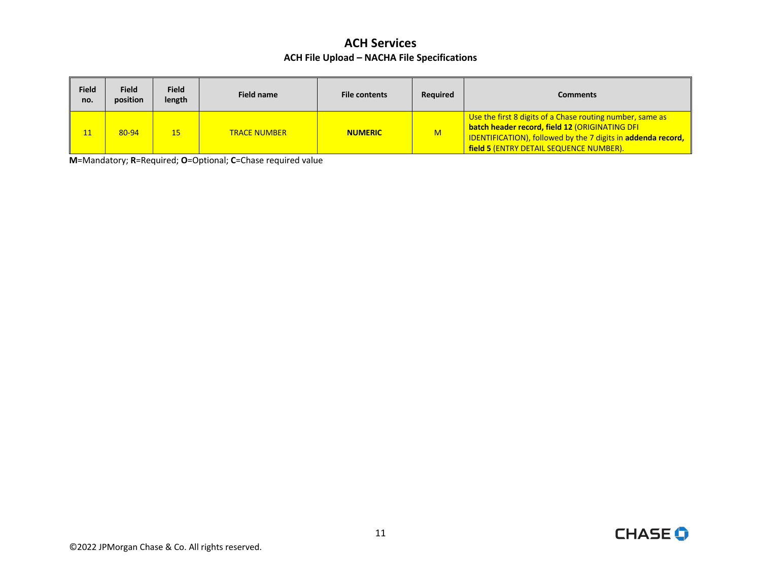# ACH Services

## ACH File Upload – NACHA File Specifications

| Field no. | Field position | Field length | Field name | File contents | Required | Comments |
|---|---|---|---|---|---|---|
| 11 | 80-94 | 15 | TRACE NUMBER | **NUMERIC** | M | Use the first 8 digits of a Chase routing number, same as **batch header record, field 12** (ORIGINATING DFI IDENTIFICATION), followed by the 7 digits in **addenda record, field 5** (ENTRY DETAIL SEQUENCE NUMBER). |

**M**=Mandatory; **R**=Required; **O**=Optional; **C**=Chase required value

©2022 JPMorgan Chase & Co. All rights reserved.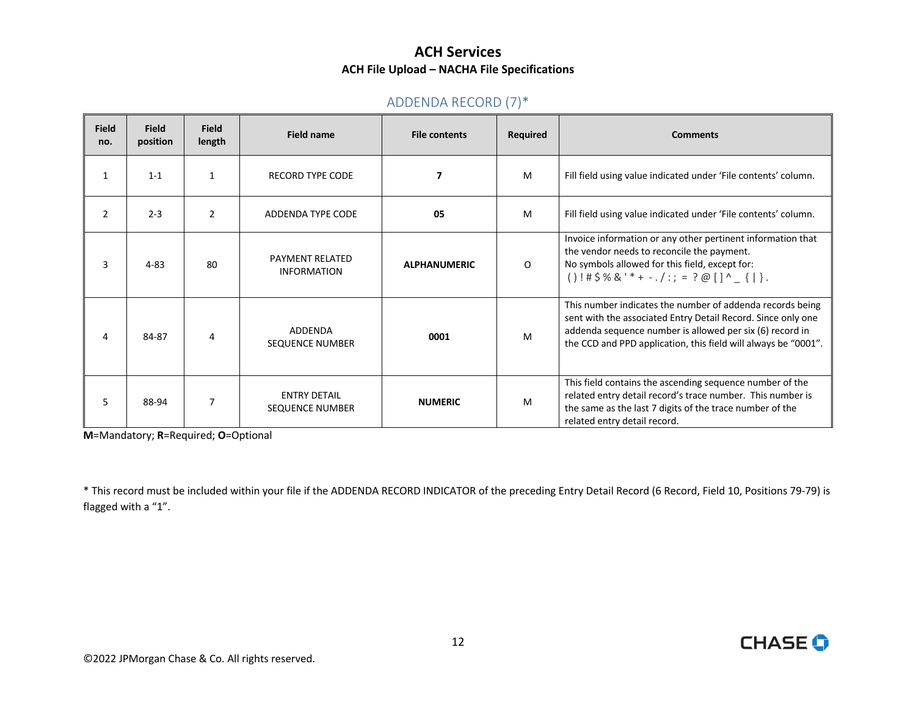# ACH Services

## ACH File Upload – NACHA File Specifications

### ADDENDA RECORD (7)*

| Field no. | Field position | Field length | Field name | File contents | Required | Comments |
|---|---|---|---|---|---|---|
| 1 | 1-1 | 1 | RECORD TYPE CODE | **7** | M | Fill field using value indicated under 'File contents' column. |
| 2 | 2-3 | 2 | ADDENDA TYPE CODE | **05** | M | Fill field using value indicated under 'File contents' column. |
| 3 | 4-83 | 80 | PAYMENT RELATED INFORMATION | **ALPHANUMERIC** | O | Invoice information or any other pertinent information that the vendor needs to reconcile the payment. No symbols allowed for this field, except for: ( ) ! # $ % & ' * + - . / : ; = ? @ [ ] ^ _ { \| } . |
| 4 | 84-87 | 4 | ADDENDA SEQUENCE NUMBER | **0001** | M | This number indicates the number of addenda records being sent with the associated Entry Detail Record. Since only one addenda sequence number is allowed per six (6) record in the CCD and PPD application, this field will always be "0001". |
| 5 | 88-94 | 7 | ENTRY DETAIL SEQUENCE NUMBER | **NUMERIC** | M | This field contains the ascending sequence number of the related entry detail record's trace number. This number is the same as the last 7 digits of the trace number of the related entry detail record. |

**M**=Mandatory; **R**=Required; **O**=Optional

* This record must be included within your file if the ADDENDA RECORD INDICATOR of the preceding Entry Detail Record (6 Record, Field 10, Positions 79-79) is flagged with a "1".

©2022 JPMorgan Chase & Co. All rights reserved.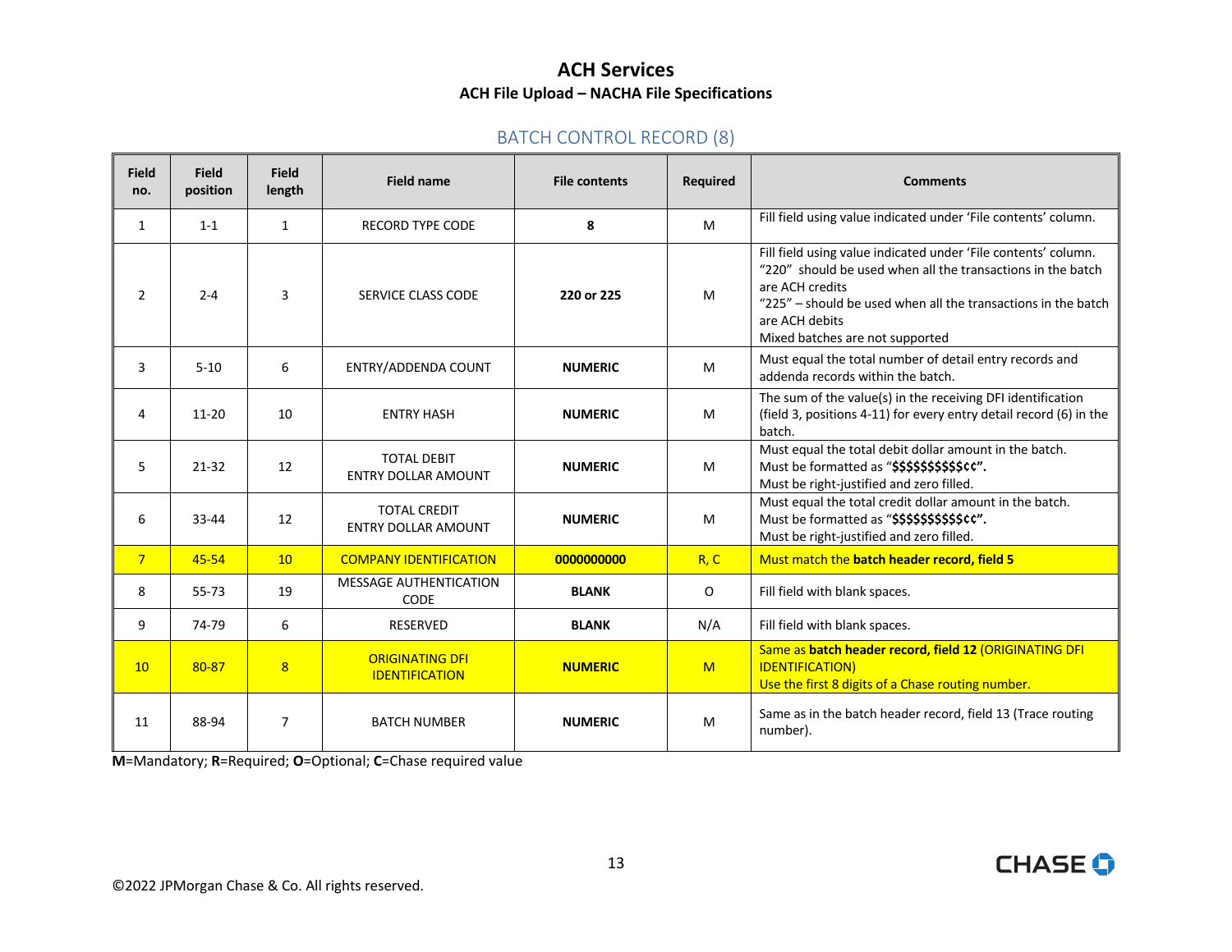# ACH Services

## ACH File Upload – NACHA File Specifications

### BATCH CONTROL RECORD (8)

| Field no. | Field position | Field length | Field name | File contents | Required | Comments |
|---|---|---|---|---|---|---|
| 1 | 1-1 | 1 | RECORD TYPE CODE | **8** | M | Fill field using value indicated under 'File contents' column. |
| 2 | 2-4 | 3 | SERVICE CLASS CODE | **220 or 225** | M | Fill field using value indicated under 'File contents' column. "220" should be used when all the transactions in the batch are ACH credits<br>"225" – should be used when all the transactions in the batch are ACH debits<br>Mixed batches are not supported |
| 3 | 5-10 | 6 | ENTRY/ADDENDA COUNT | **NUMERIC** | M | Must equal the total number of detail entry records and addenda records within the batch. |
| 4 | 11-20 | 10 | ENTRY HASH | **NUMERIC** | M | The sum of the value(s) in the receiving DFI identification (field 3, positions 4-11) for every entry detail record (6) in the batch. |
| 5 | 21-32 | 12 | TOTAL DEBIT ENTRY DOLLAR AMOUNT | **NUMERIC** | M | Must equal the total debit dollar amount in the batch.<br>Must be formatted as "**$$$$$$$$$$¢¢".**<br>Must be right-justified and zero filled. |
| 6 | 33-44 | 12 | TOTAL CREDIT ENTRY DOLLAR AMOUNT | **NUMERIC** | M | Must equal the total credit dollar amount in the batch.<br>Must be formatted as "**$$$$$$$$$$¢¢".**<br>Must be right-justified and zero filled. |
| 7 | 45-54 | 10 | COMPANY IDENTIFICATION | **0000000000** | R, C | Must match the **batch header record, field 5** |
| 8 | 55-73 | 19 | MESSAGE AUTHENTICATION CODE | **BLANK** | O | Fill field with blank spaces. |
| 9 | 74-79 | 6 | RESERVED | **BLANK** | N/A | Fill field with blank spaces. |
| 10 | 80-87 | 8 | ORIGINATING DFI IDENTIFICATION | **NUMERIC** | M | Same as **batch header record, field 12** (ORIGINATING DFI IDENTIFICATION)<br>Use the first 8 digits of a Chase routing number. |
| 11 | 88-94 | 7 | BATCH NUMBER | **NUMERIC** | M | Same as in the batch header record, field 13 (Trace routing number). |

**M**=Mandatory; **R**=Required; **O**=Optional; **C**=Chase required value

©2022 JPMorgan Chase & Co. All rights reserved.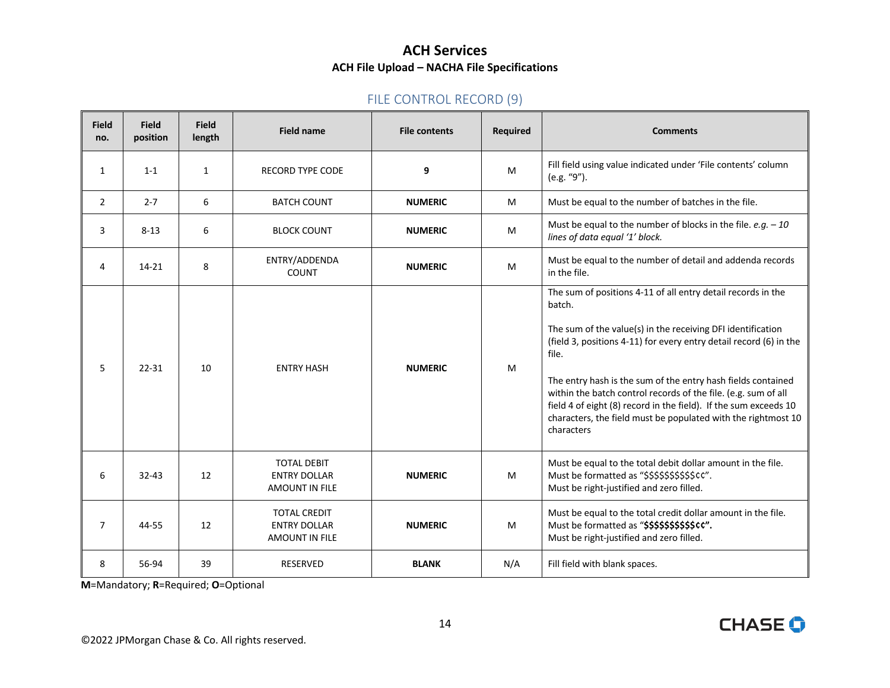# ACH Services

## ACH File Upload – NACHA File Specifications

### FILE CONTROL RECORD (9)

| Field no. | Field position | Field length | Field name | File contents | Required | Comments |
|---|---|---|---|---|---|---|
| 1 | 1-1 | 1 | RECORD TYPE CODE | **9** | M | Fill field using value indicated under 'File contents' column (e.g. "9"). |
| 2 | 2-7 | 6 | BATCH COUNT | **NUMERIC** | M | Must be equal to the number of batches in the file. |
| 3 | 8-13 | 6 | BLOCK COUNT | **NUMERIC** | M | Must be equal to the number of blocks in the file. *e.g. – 10 lines of data equal '1' block.* |
| 4 | 14-21 | 8 | ENTRY/ADDENDA COUNT | **NUMERIC** | M | Must be equal to the number of detail and addenda records in the file. |
| 5 | 22-31 | 10 | ENTRY HASH | **NUMERIC** | M | The sum of positions 4-11 of all entry detail records in the batch.<br><br>The sum of the value(s) in the receiving DFI identification (field 3, positions 4-11) for every entry detail record (6) in the file.<br><br>The entry hash is the sum of the entry hash fields contained within the batch control records of the file. (e.g. sum of all field 4 of eight (8) record in the field). If the sum exceeds 10 characters, the field must be populated with the rightmost 10 characters |
| 6 | 32-43 | 12 | TOTAL DEBIT ENTRY DOLLAR AMOUNT IN FILE | **NUMERIC** | M | Must be equal to the total debit dollar amount in the file.<br>Must be formatted as "$$$$$$$$$$¢¢".<br>Must be right-justified and zero filled. |
| 7 | 44-55 | 12 | TOTAL CREDIT ENTRY DOLLAR AMOUNT IN FILE | **NUMERIC** | M | Must be equal to the total credit dollar amount in the file.<br>Must be formatted as **"$$$$$$$$$$¢¢".**<br>Must be right-justified and zero filled. |
| 8 | 56-94 | 39 | RESERVED | **BLANK** | N/A | Fill field with blank spaces. |

**M**=Mandatory; **R**=Required; **O**=Optional

©2022 JPMorgan Chase & Co. All rights reserved.